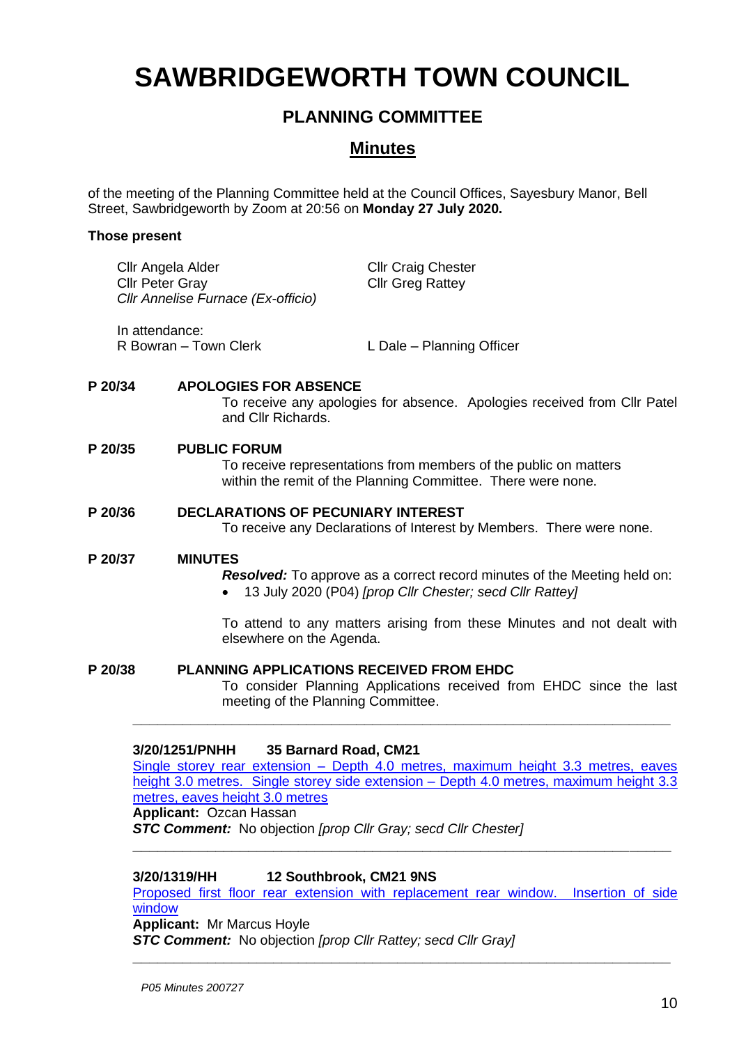# SAWBRIDGEWORTH TOWN COUNCIL

## PLANNING COMMITTEE

## Minutes

of the meeting of the Planning Committee held at the Council Offices, Sayesbury Manor, Bell Street, Sawbridgeworth by Zoom at 20:56 on **Monday 27 July 2020.**

**Those present**

Cllr Angela Alder
Cllr Craig Chester
Cllr Peter Gray
Cllr Greg Rattey
*Cllr Annelise Furnace (Ex-officio)*

In attendance:
R Bowran – Town Clerk
L Dale – Planning Officer

**P 20/34 APOLOGIES FOR ABSENCE**

To receive any apologies for absence. Apologies received from Cllr Patel and Cllr Richards.

**P 20/35 PUBLIC FORUM**

To receive representations from members of the public on matters within the remit of the Planning Committee. There were none.

**P 20/36 DECLARATIONS OF PECUNIARY INTEREST**

To receive any Declarations of Interest by Members. There were none.

**P 20/37 MINUTES**

***Resolved:*** To approve as a correct record minutes of the Meeting held on:

- 13 July 2020 (P04) *[prop Cllr Chester; secd Cllr Rattey]*

To attend to any matters arising from these Minutes and not dealt with elsewhere on the Agenda.

**P 20/38 PLANNING APPLICATIONS RECEIVED FROM EHDC**

To consider Planning Applications received from EHDC since the last meeting of the Planning Committee.

---

**3/20/1251/PNHH 35 Barnard Road, CM21**

Single storey rear extension – Depth 4.0 metres, maximum height 3.3 metres, eaves height 3.0 metres. Single storey side extension – Depth 4.0 metres, maximum height 3.3 metres, eaves height 3.0 metres

**Applicant:** Ozcan Hassan

***STC Comment:*** No objection *[prop Cllr Gray; secd Cllr Chester]*

---

**3/20/1319/HH 12 Southbrook, CM21 9NS**

Proposed first floor rear extension with replacement rear window. Insertion of side window

**Applicant:** Mr Marcus Hoyle

***STC Comment:*** No objection *[prop Cllr Rattey; secd Cllr Gray]*

---

*P05 Minutes 200727*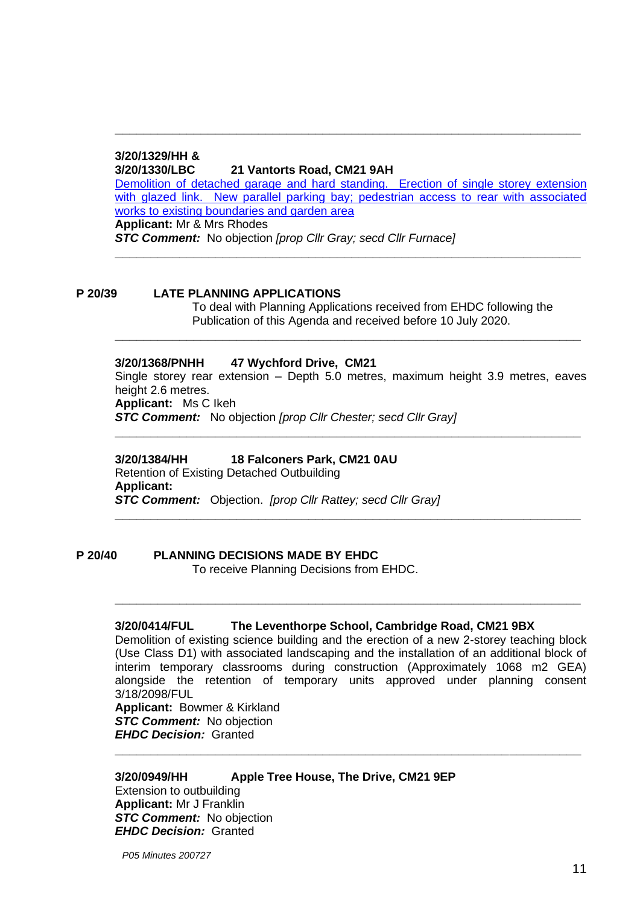---

**3/20/1329/HH &**
**3/20/1330/LBC 21 Vantorts Road, CM21 9AH**

Demolition of detached garage and hard standing. Erection of single storey extension with glazed link. New parallel parking bay; pedestrian access to rear with associated works to existing boundaries and garden area

**Applicant:** Mr & Mrs Rhodes

***STC Comment:*** No objection *[prop Cllr Gray; secd Cllr Furnace]*

---

## P 20/39 LATE PLANNING APPLICATIONS

To deal with Planning Applications received from EHDC following the Publication of this Agenda and received before 10 July 2020.

---

**3/20/1368/PNHH 47 Wychford Drive, CM21**

Single storey rear extension – Depth 5.0 metres, maximum height 3.9 metres, eaves height 2.6 metres.

**Applicant:** Ms C Ikeh

***STC Comment:*** No objection *[prop Cllr Chester; secd Cllr Gray]*

---

**3/20/1384/HH 18 Falconers Park, CM21 0AU**

Retention of Existing Detached Outbuilding

**Applicant:**

***STC Comment:*** Objection. *[prop Cllr Rattey; secd Cllr Gray]*

---

## P 20/40 PLANNING DECISIONS MADE BY EHDC

To receive Planning Decisions from EHDC.

---

**3/20/0414/FUL The Leventhorpe School, Cambridge Road, CM21 9BX**

Demolition of existing science building and the erection of a new 2-storey teaching block (Use Class D1) with associated landscaping and the installation of an additional block of interim temporary classrooms during construction (Approximately 1068 m2 GEA) alongside the retention of temporary units approved under planning consent 3/18/2098/FUL

**Applicant:** Bowmer & Kirkland

***STC Comment:*** No objection

***EHDC Decision:*** Granted

---

**3/20/0949/HH Apple Tree House, The Drive, CM21 9EP**

Extension to outbuilding

**Applicant:** Mr J Franklin

***STC Comment:*** No objection

***EHDC Decision:*** Granted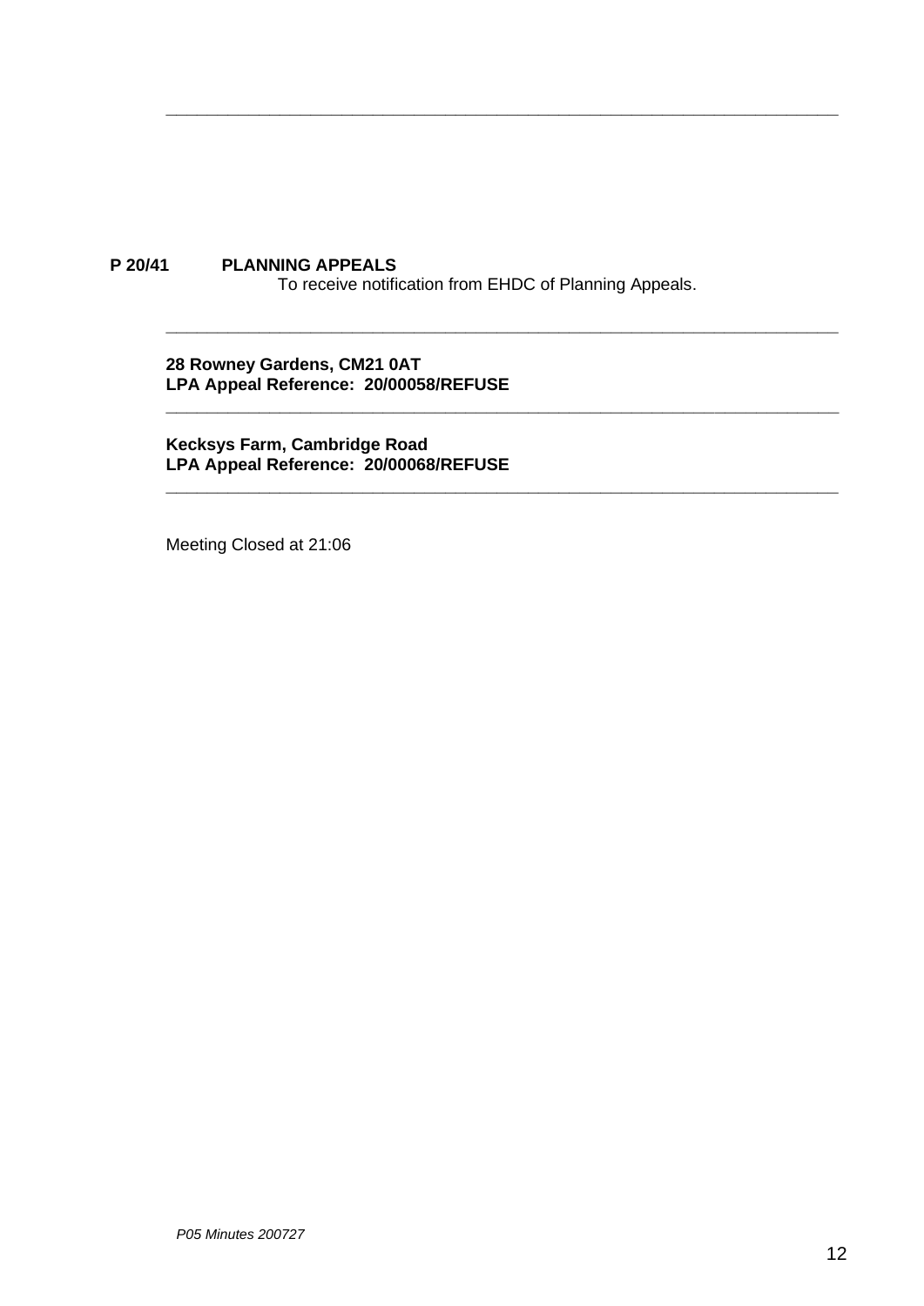---

**P 20/41 PLANNING APPEALS**

To receive notification from EHDC of Planning Appeals.

---

**28 Rowney Gardens, CM21 0AT**
**LPA Appeal Reference: 20/00058/REFUSE**

---

**Kecksys Farm, Cambridge Road**
**LPA Appeal Reference: 20/00068/REFUSE**

---

Meeting Closed at 21:06

*P05 Minutes 200727*